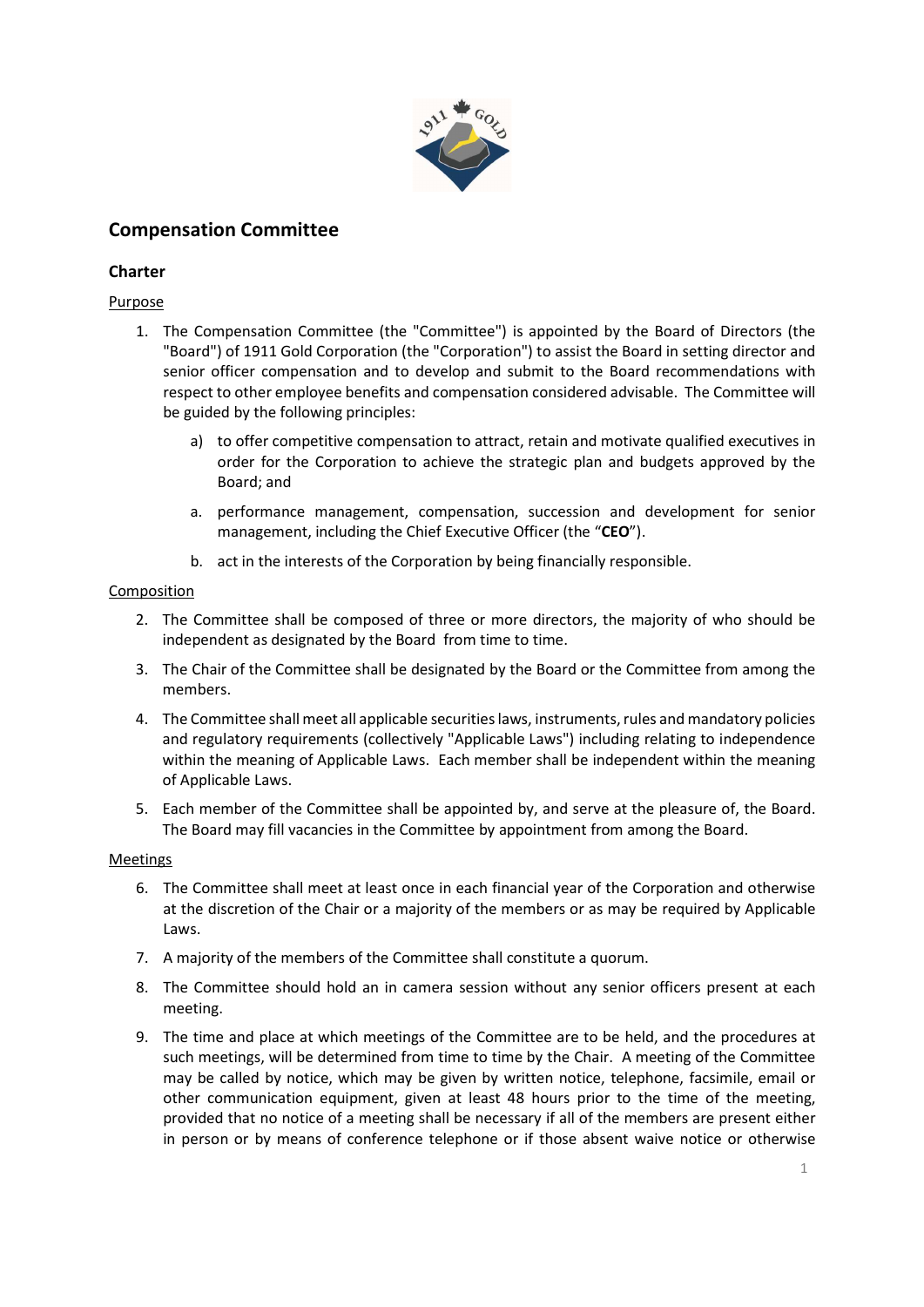## Compensation Committee

### Charter

Purpose

1. The Compensation Committee (the "Committee") is appointed by the Board of Directors (the "Board") of 1911 Gold Corporation (the "Corporation") to assist the Board in setting director and senior officer compensation and to develop and submit to the Board recommendations with respect to other employee benefits and compensation considered advisable. The Committee will be guided by the following principles:

   a) to offer competitive compensation to attract, retain and motivate qualified executives in order for the Corporation to achieve the strategic plan and budgets approved by the Board; and

   a. performance management, compensation, succession and development for senior management, including the Chief Executive Officer (the "**CEO**").

   b. act in the interests of the Corporation by being financially responsible.

Composition

2. The Committee shall be composed of three or more directors, the majority of who should be independent as designated by the Board from time to time.

3. The Chair of the Committee shall be designated by the Board or the Committee from among the members.

4. The Committee shall meet all applicable securities laws, instruments, rules and mandatory policies and regulatory requirements (collectively "Applicable Laws") including relating to independence within the meaning of Applicable Laws. Each member shall be independent within the meaning of Applicable Laws.

5. Each member of the Committee shall be appointed by, and serve at the pleasure of, the Board. The Board may fill vacancies in the Committee by appointment from among the Board.

Meetings

6. The Committee shall meet at least once in each financial year of the Corporation and otherwise at the discretion of the Chair or a majority of the members or as may be required by Applicable Laws.

7. A majority of the members of the Committee shall constitute a quorum.

8. The Committee should hold an in camera session without any senior officers present at each meeting.

9. The time and place at which meetings of the Committee are to be held, and the procedures at such meetings, will be determined from time to time by the Chair. A meeting of the Committee may be called by notice, which may be given by written notice, telephone, facsimile, email or other communication equipment, given at least 48 hours prior to the time of the meeting, provided that no notice of a meeting shall be necessary if all of the members are present either in person or by means of conference telephone or if those absent waive notice or otherwise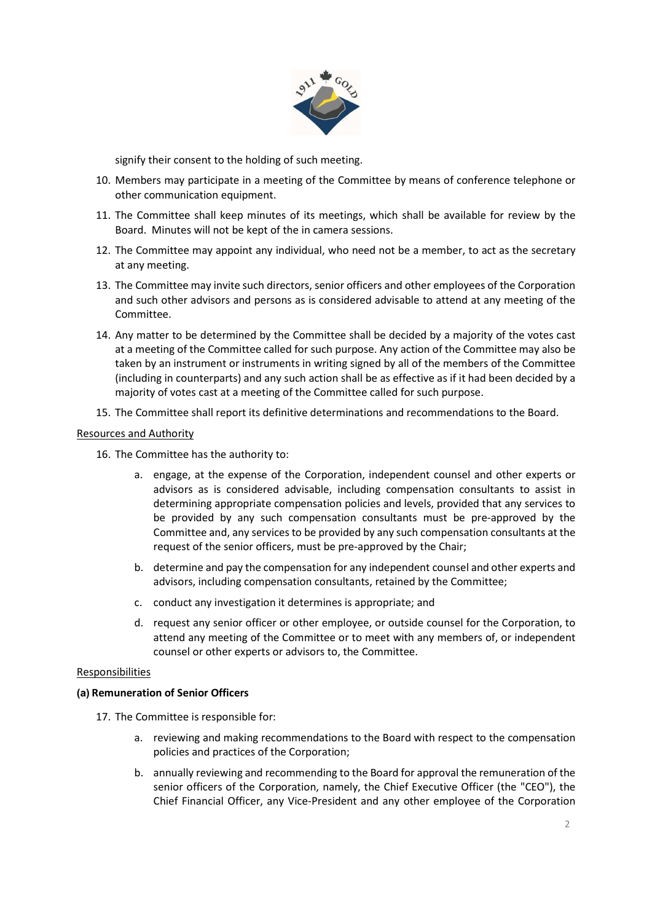signify their consent to the holding of such meeting.

10. Members may participate in a meeting of the Committee by means of conference telephone or other communication equipment.
11. The Committee shall keep minutes of its meetings, which shall be available for review by the Board. Minutes will not be kept of the in camera sessions.
12. The Committee may appoint any individual, who need not be a member, to act as the secretary at any meeting.
13. The Committee may invite such directors, senior officers and other employees of the Corporation and such other advisors and persons as is considered advisable to attend at any meeting of the Committee.
14. Any matter to be determined by the Committee shall be decided by a majority of the votes cast at a meeting of the Committee called for such purpose. Any action of the Committee may also be taken by an instrument or instruments in writing signed by all of the members of the Committee (including in counterparts) and any such action shall be as effective as if it had been decided by a majority of votes cast at a meeting of the Committee called for such purpose.
15. The Committee shall report its definitive determinations and recommendations to the Board.

Resources and Authority

16. The Committee has the authority to:
    a. engage, at the expense of the Corporation, independent counsel and other experts or advisors as is considered advisable, including compensation consultants to assist in determining appropriate compensation policies and levels, provided that any services to be provided by any such compensation consultants must be pre-approved by the Committee and, any services to be provided by any such compensation consultants at the request of the senior officers, must be pre-approved by the Chair;
    b. determine and pay the compensation for any independent counsel and other experts and advisors, including compensation consultants, retained by the Committee;
    c. conduct any investigation it determines is appropriate; and
    d. request any senior officer or other employee, or outside counsel for the Corporation, to attend any meeting of the Committee or to meet with any members of, or independent counsel or other experts or advisors to, the Committee.

Responsibilities

**(a) Remuneration of Senior Officers**

17. The Committee is responsible for:
    a. reviewing and making recommendations to the Board with respect to the compensation policies and practices of the Corporation;
    b. annually reviewing and recommending to the Board for approval the remuneration of the senior officers of the Corporation, namely, the Chief Executive Officer (the "CEO"), the Chief Financial Officer, any Vice-President and any other employee of the Corporation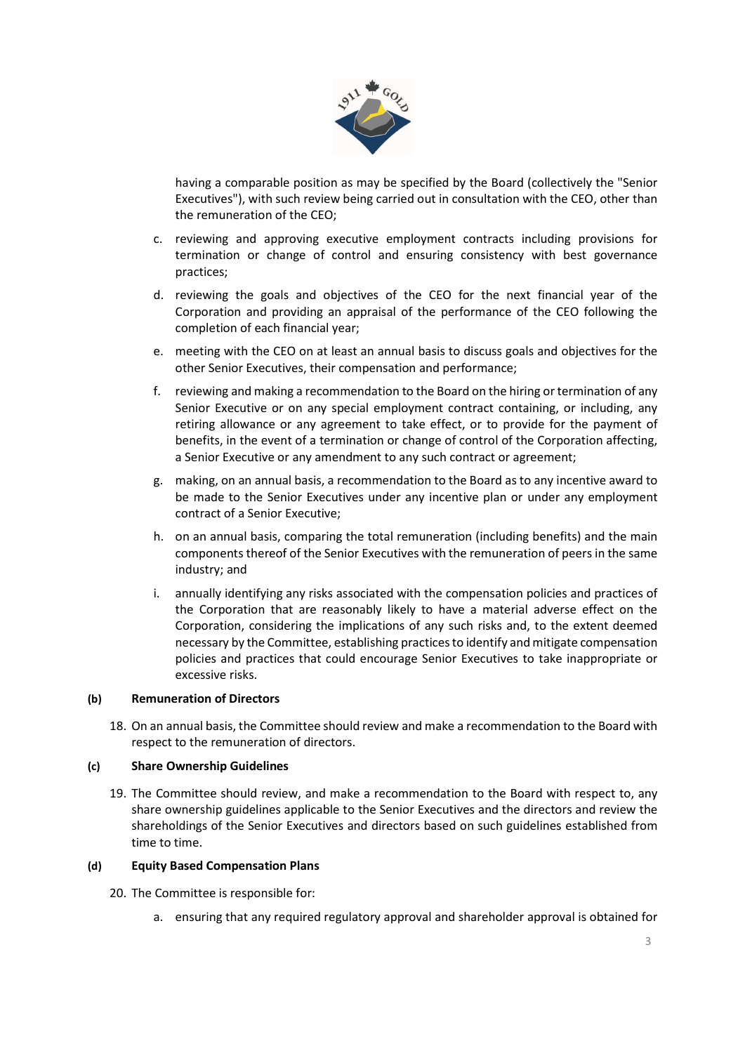having a comparable position as may be specified by the Board (collectively the "Senior Executives"), with such review being carried out in consultation with the CEO, other than the remuneration of the CEO;

c. reviewing and approving executive employment contracts including provisions for termination or change of control and ensuring consistency with best governance practices;

d. reviewing the goals and objectives of the CEO for the next financial year of the Corporation and providing an appraisal of the performance of the CEO following the completion of each financial year;

e. meeting with the CEO on at least an annual basis to discuss goals and objectives for the other Senior Executives, their compensation and performance;

f. reviewing and making a recommendation to the Board on the hiring or termination of any Senior Executive or on any special employment contract containing, or including, any retiring allowance or any agreement to take effect, or to provide for the payment of benefits, in the event of a termination or change of control of the Corporation affecting, a Senior Executive or any amendment to any such contract or agreement;

g. making, on an annual basis, a recommendation to the Board as to any incentive award to be made to the Senior Executives under any incentive plan or under any employment contract of a Senior Executive;

h. on an annual basis, comparing the total remuneration (including benefits) and the main components thereof of the Senior Executives with the remuneration of peers in the same industry; and

i. annually identifying any risks associated with the compensation policies and practices of the Corporation that are reasonably likely to have a material adverse effect on the Corporation, considering the implications of any such risks and, to the extent deemed necessary by the Committee, establishing practices to identify and mitigate compensation policies and practices that could encourage Senior Executives to take inappropriate or excessive risks.

**(b) Remuneration of Directors**

18. On an annual basis, the Committee should review and make a recommendation to the Board with respect to the remuneration of directors.

**(c) Share Ownership Guidelines**

19. The Committee should review, and make a recommendation to the Board with respect to, any share ownership guidelines applicable to the Senior Executives and the directors and review the shareholdings of the Senior Executives and directors based on such guidelines established from time to time.

**(d) Equity Based Compensation Plans**

20. The Committee is responsible for:

a. ensuring that any required regulatory approval and shareholder approval is obtained for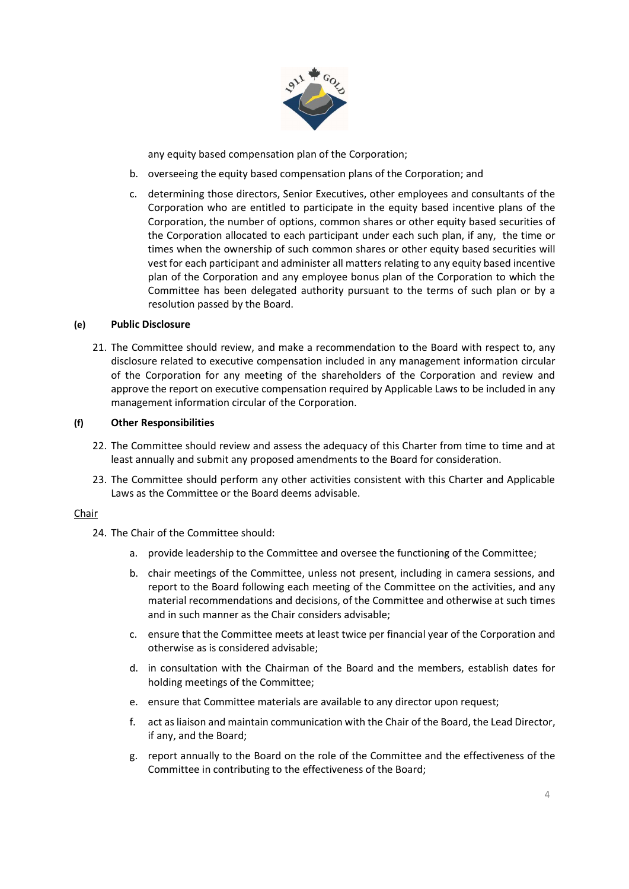any equity based compensation plan of the Corporation;

b. overseeing the equity based compensation plans of the Corporation; and

c. determining those directors, Senior Executives, other employees and consultants of the Corporation who are entitled to participate in the equity based incentive plans of the Corporation, the number of options, common shares or other equity based securities of the Corporation allocated to each participant under each such plan, if any, the time or times when the ownership of such common shares or other equity based securities will vest for each participant and administer all matters relating to any equity based incentive plan of the Corporation and any employee bonus plan of the Corporation to which the Committee has been delegated authority pursuant to the terms of such plan or by a resolution passed by the Board.

**(e) Public Disclosure**

21. The Committee should review, and make a recommendation to the Board with respect to, any disclosure related to executive compensation included in any management information circular of the Corporation for any meeting of the shareholders of the Corporation and review and approve the report on executive compensation required by Applicable Laws to be included in any management information circular of the Corporation.

**(f) Other Responsibilities**

22. The Committee should review and assess the adequacy of this Charter from time to time and at least annually and submit any proposed amendments to the Board for consideration.

23. The Committee should perform any other activities consistent with this Charter and Applicable Laws as the Committee or the Board deems advisable.

<u>Chair</u>

24. The Chair of the Committee should:

    a. provide leadership to the Committee and oversee the functioning of the Committee;

    b. chair meetings of the Committee, unless not present, including in camera sessions, and report to the Board following each meeting of the Committee on the activities, and any material recommendations and decisions, of the Committee and otherwise at such times and in such manner as the Chair considers advisable;

    c. ensure that the Committee meets at least twice per financial year of the Corporation and otherwise as is considered advisable;

    d. in consultation with the Chairman of the Board and the members, establish dates for holding meetings of the Committee;

    e. ensure that Committee materials are available to any director upon request;

    f. act as liaison and maintain communication with the Chair of the Board, the Lead Director, if any, and the Board;

    g. report annually to the Board on the role of the Committee and the effectiveness of the Committee in contributing to the effectiveness of the Board;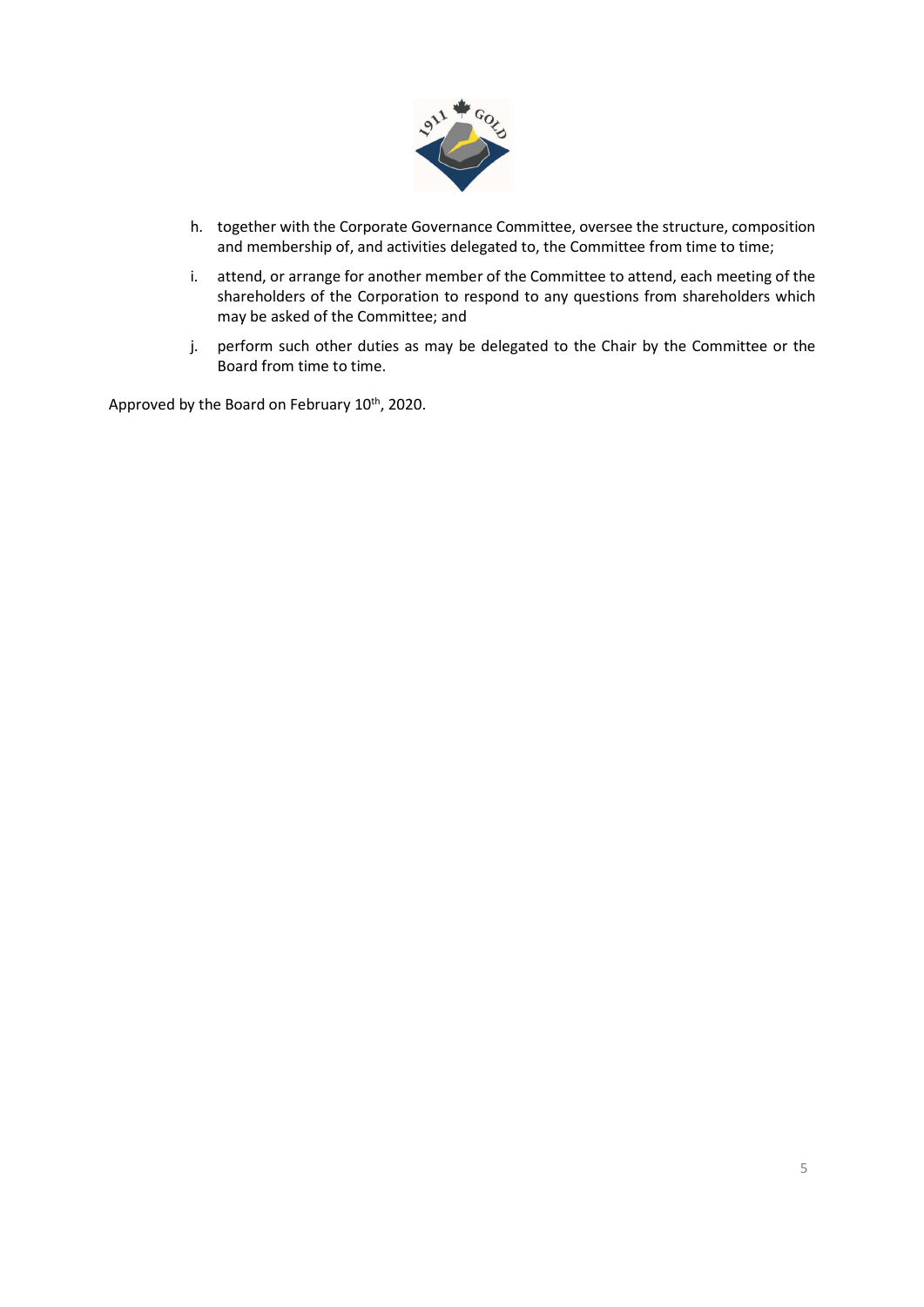h. together with the Corporate Governance Committee, oversee the structure, composition and membership of, and activities delegated to, the Committee from time to time;

i. attend, or arrange for another member of the Committee to attend, each meeting of the shareholders of the Corporation to respond to any questions from shareholders which may be asked of the Committee; and

j. perform such other duties as may be delegated to the Chair by the Committee or the Board from time to time.

Approved by the Board on February 10th, 2020.